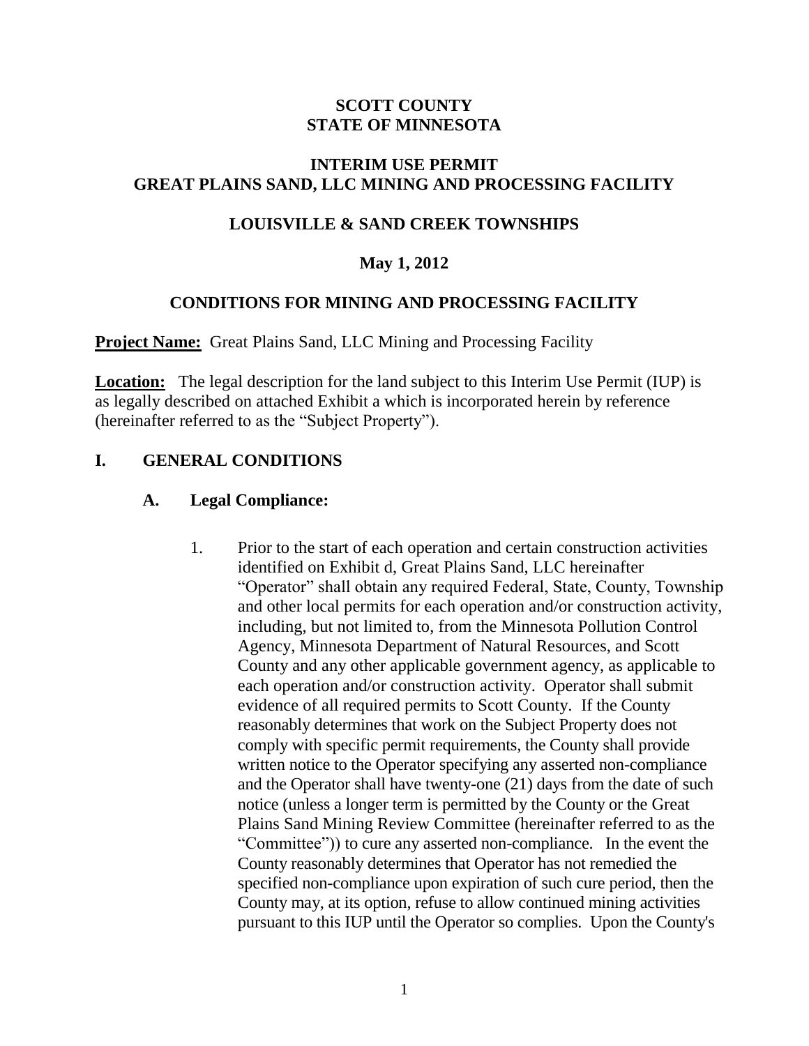# SCOTT COUNTY
# STATE OF MINNESOTA

## INTERIM USE PERMIT
## GREAT PLAINS SAND, LLC MINING AND PROCESSING FACILITY

## LOUISVILLE & SAND CREEK TOWNSHIPS

## May 1, 2012

## CONDITIONS FOR MINING AND PROCESSING FACILITY

**Project Name:** Great Plains Sand, LLC Mining and Processing Facility

**Location:** The legal description for the land subject to this Interim Use Permit (IUP) is as legally described on attached Exhibit a which is incorporated herein by reference (hereinafter referred to as the "Subject Property").

## I. GENERAL CONDITIONS

### A. Legal Compliance:

1. Prior to the start of each operation and certain construction activities identified on Exhibit d, Great Plains Sand, LLC hereinafter "Operator" shall obtain any required Federal, State, County, Township and other local permits for each operation and/or construction activity, including, but not limited to, from the Minnesota Pollution Control Agency, Minnesota Department of Natural Resources, and Scott County and any other applicable government agency, as applicable to each operation and/or construction activity. Operator shall submit evidence of all required permits to Scott County. If the County reasonably determines that work on the Subject Property does not comply with specific permit requirements, the County shall provide written notice to the Operator specifying any asserted non-compliance and the Operator shall have twenty-one (21) days from the date of such notice (unless a longer term is permitted by the County or the Great Plains Sand Mining Review Committee (hereinafter referred to as the "Committee")) to cure any asserted non-compliance. In the event the County reasonably determines that Operator has not remedied the specified non-compliance upon expiration of such cure period, then the County may, at its option, refuse to allow continued mining activities pursuant to this IUP until the Operator so complies. Upon the County's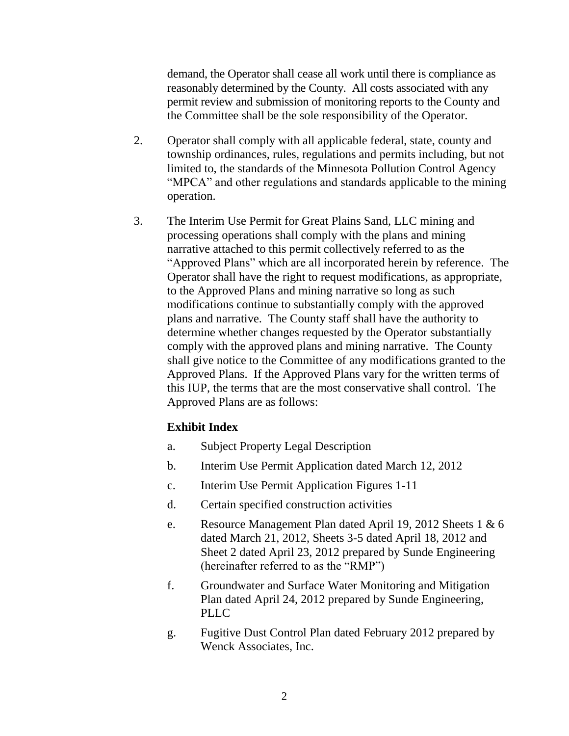demand, the Operator shall cease all work until there is compliance as reasonably determined by the County. All costs associated with any permit review and submission of monitoring reports to the County and the Committee shall be the sole responsibility of the Operator.

2. Operator shall comply with all applicable federal, state, county and township ordinances, rules, regulations and permits including, but not limited to, the standards of the Minnesota Pollution Control Agency "MPCA" and other regulations and standards applicable to the mining operation.

3. The Interim Use Permit for Great Plains Sand, LLC mining and processing operations shall comply with the plans and mining narrative attached to this permit collectively referred to as the "Approved Plans" which are all incorporated herein by reference. The Operator shall have the right to request modifications, as appropriate, to the Approved Plans and mining narrative so long as such modifications continue to substantially comply with the approved plans and narrative. The County staff shall have the authority to determine whether changes requested by the Operator substantially comply with the approved plans and mining narrative. The County shall give notice to the Committee of any modifications granted to the Approved Plans. If the Approved Plans vary for the written terms of this IUP, the terms that are the most conservative shall control. The Approved Plans are as follows:

**Exhibit Index**

a. Subject Property Legal Description

b. Interim Use Permit Application dated March 12, 2012

c. Interim Use Permit Application Figures 1-11

d. Certain specified construction activities

e. Resource Management Plan dated April 19, 2012 Sheets 1 & 6 dated March 21, 2012, Sheets 3-5 dated April 18, 2012 and Sheet 2 dated April 23, 2012 prepared by Sunde Engineering (hereinafter referred to as the "RMP")

f. Groundwater and Surface Water Monitoring and Mitigation Plan dated April 24, 2012 prepared by Sunde Engineering, PLLC

g. Fugitive Dust Control Plan dated February 2012 prepared by Wenck Associates, Inc.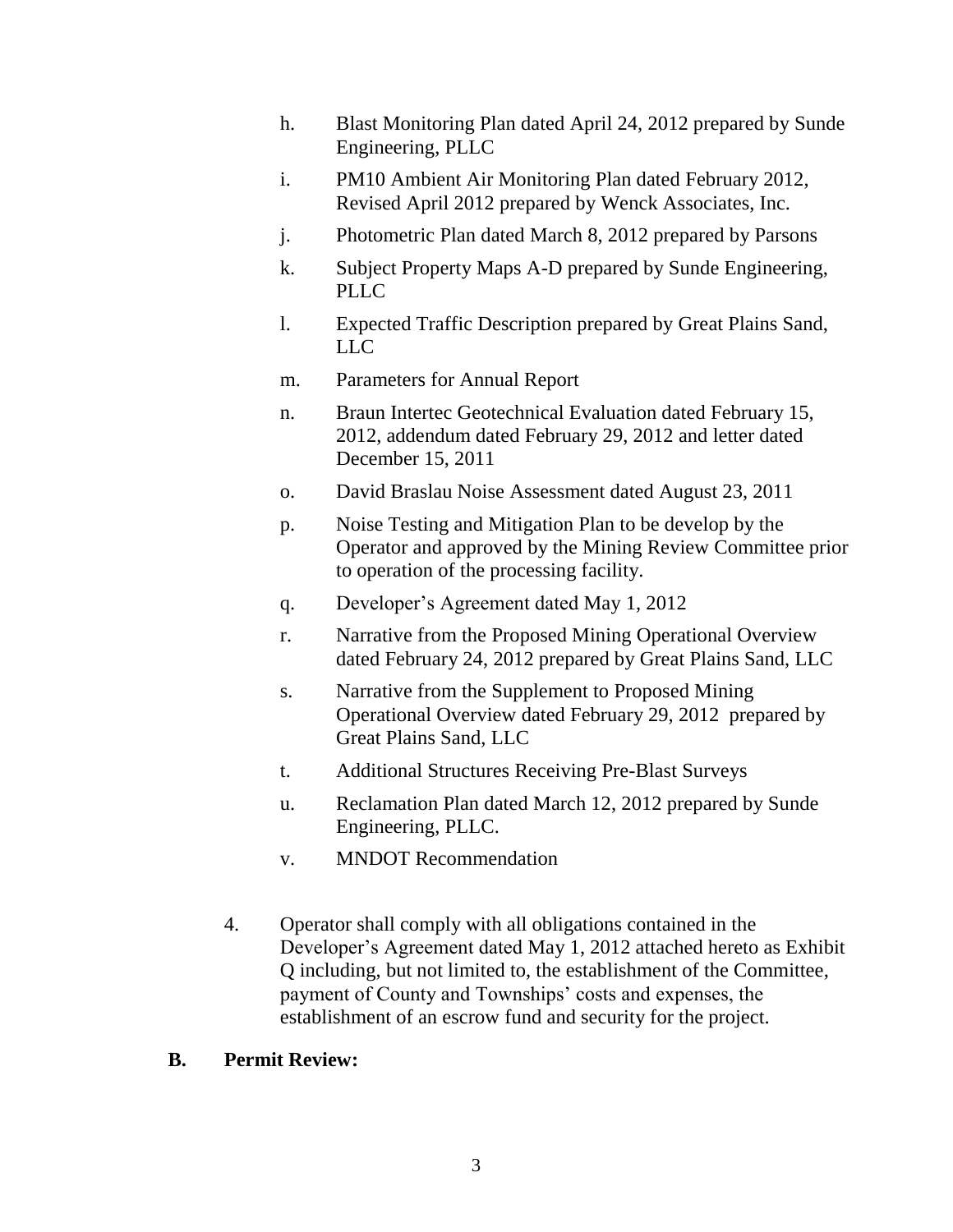h. Blast Monitoring Plan dated April 24, 2012 prepared by Sunde Engineering, PLLC

i. PM10 Ambient Air Monitoring Plan dated February 2012, Revised April 2012 prepared by Wenck Associates, Inc.

j. Photometric Plan dated March 8, 2012 prepared by Parsons

k. Subject Property Maps A-D prepared by Sunde Engineering, PLLC

l. Expected Traffic Description prepared by Great Plains Sand, LLC

m. Parameters for Annual Report

n. Braun Intertec Geotechnical Evaluation dated February 15, 2012, addendum dated February 29, 2012 and letter dated December 15, 2011

o. David Braslau Noise Assessment dated August 23, 2011

p. Noise Testing and Mitigation Plan to be develop by the Operator and approved by the Mining Review Committee prior to operation of the processing facility.

q. Developer's Agreement dated May 1, 2012

r. Narrative from the Proposed Mining Operational Overview dated February 24, 2012 prepared by Great Plains Sand, LLC

s. Narrative from the Supplement to Proposed Mining Operational Overview dated February 29, 2012 prepared by Great Plains Sand, LLC

t. Additional Structures Receiving Pre-Blast Surveys

u. Reclamation Plan dated March 12, 2012 prepared by Sunde Engineering, PLLC.

v. MNDOT Recommendation

4. Operator shall comply with all obligations contained in the Developer's Agreement dated May 1, 2012 attached hereto as Exhibit Q including, but not limited to, the establishment of the Committee, payment of County and Townships' costs and expenses, the establishment of an escrow fund and security for the project.

**B. Permit Review:**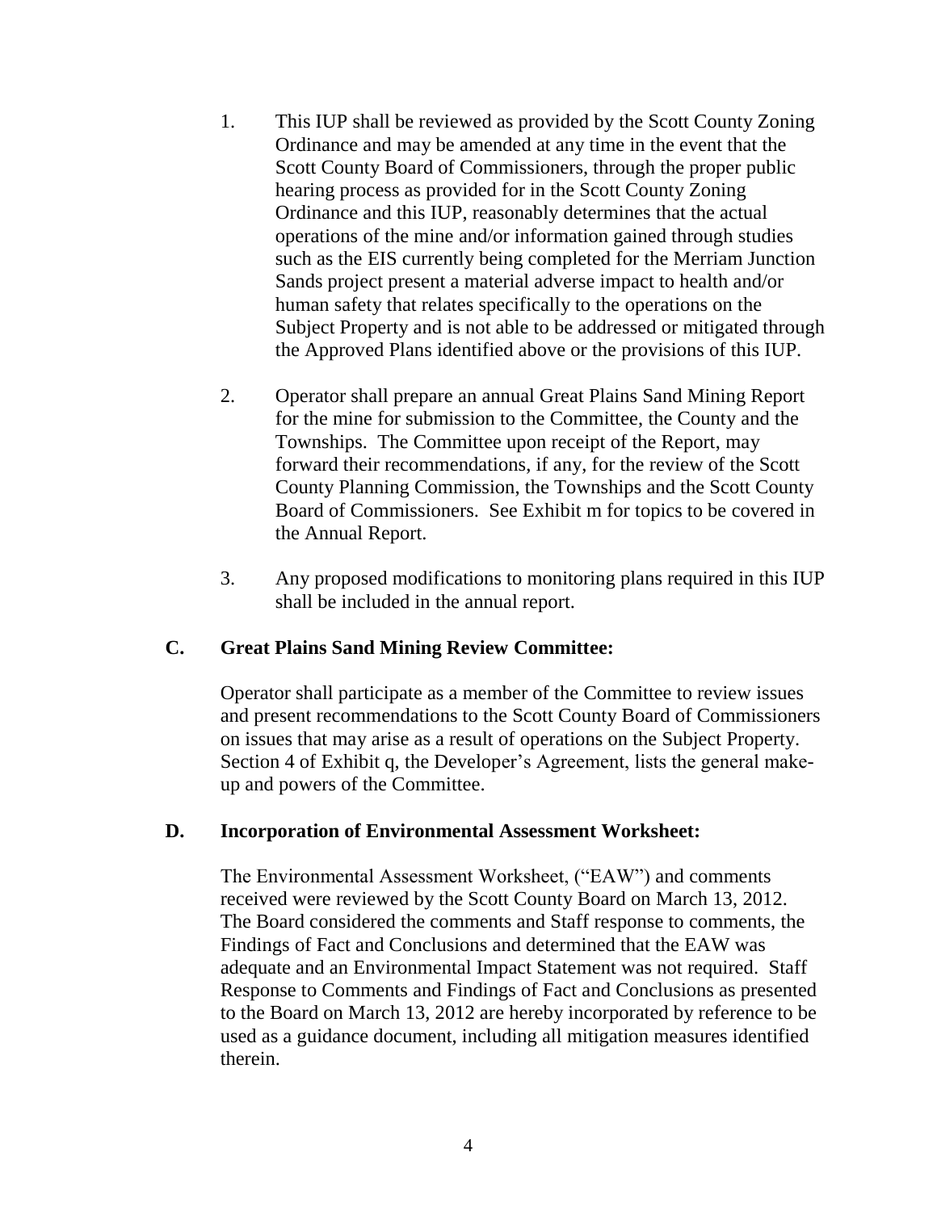1. This IUP shall be reviewed as provided by the Scott County Zoning Ordinance and may be amended at any time in the event that the Scott County Board of Commissioners, through the proper public hearing process as provided for in the Scott County Zoning Ordinance and this IUP, reasonably determines that the actual operations of the mine and/or information gained through studies such as the EIS currently being completed for the Merriam Junction Sands project present a material adverse impact to health and/or human safety that relates specifically to the operations on the Subject Property and is not able to be addressed or mitigated through the Approved Plans identified above or the provisions of this IUP.

2. Operator shall prepare an annual Great Plains Sand Mining Report for the mine for submission to the Committee, the County and the Townships. The Committee upon receipt of the Report, may forward their recommendations, if any, for the review of the Scott County Planning Commission, the Townships and the Scott County Board of Commissioners. See Exhibit m for topics to be covered in the Annual Report.

3. Any proposed modifications to monitoring plans required in this IUP shall be included in the annual report.

**C. Great Plains Sand Mining Review Committee:**

Operator shall participate as a member of the Committee to review issues and present recommendations to the Scott County Board of Commissioners on issues that may arise as a result of operations on the Subject Property. Section 4 of Exhibit q, the Developer's Agreement, lists the general make-up and powers of the Committee.

**D. Incorporation of Environmental Assessment Worksheet:**

The Environmental Assessment Worksheet, ("EAW") and comments received were reviewed by the Scott County Board on March 13, 2012. The Board considered the comments and Staff response to comments, the Findings of Fact and Conclusions and determined that the EAW was adequate and an Environmental Impact Statement was not required. Staff Response to Comments and Findings of Fact and Conclusions as presented to the Board on March 13, 2012 are hereby incorporated by reference to be used as a guidance document, including all mitigation measures identified therein.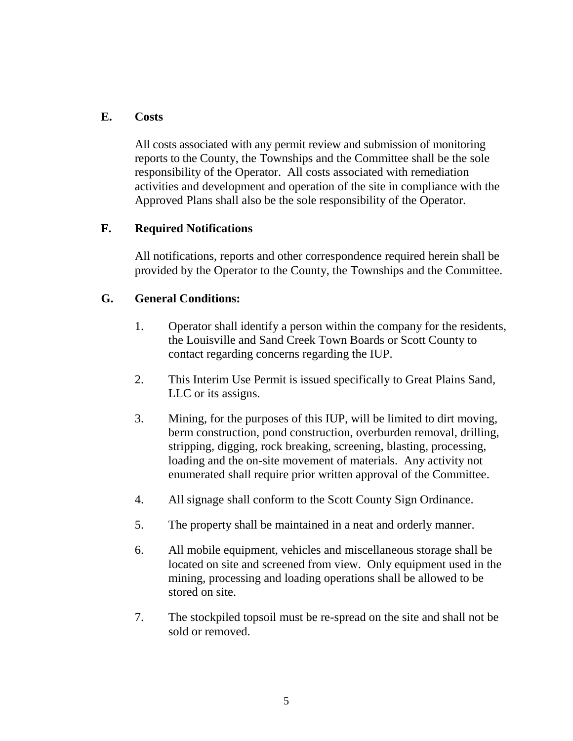## E. Costs

All costs associated with any permit review and submission of monitoring reports to the County, the Townships and the Committee shall be the sole responsibility of the Operator. All costs associated with remediation activities and development and operation of the site in compliance with the Approved Plans shall also be the sole responsibility of the Operator.

## F. Required Notifications

All notifications, reports and other correspondence required herein shall be provided by the Operator to the County, the Townships and the Committee.

## G. General Conditions:

1. Operator shall identify a person within the company for the residents, the Louisville and Sand Creek Town Boards or Scott County to contact regarding concerns regarding the IUP.

2. This Interim Use Permit is issued specifically to Great Plains Sand, LLC or its assigns.

3. Mining, for the purposes of this IUP, will be limited to dirt moving, berm construction, pond construction, overburden removal, drilling, stripping, digging, rock breaking, screening, blasting, processing, loading and the on-site movement of materials. Any activity not enumerated shall require prior written approval of the Committee.

4. All signage shall conform to the Scott County Sign Ordinance.

5. The property shall be maintained in a neat and orderly manner.

6. All mobile equipment, vehicles and miscellaneous storage shall be located on site and screened from view. Only equipment used in the mining, processing and loading operations shall be allowed to be stored on site.

7. The stockpiled topsoil must be re-spread on the site and shall not be sold or removed.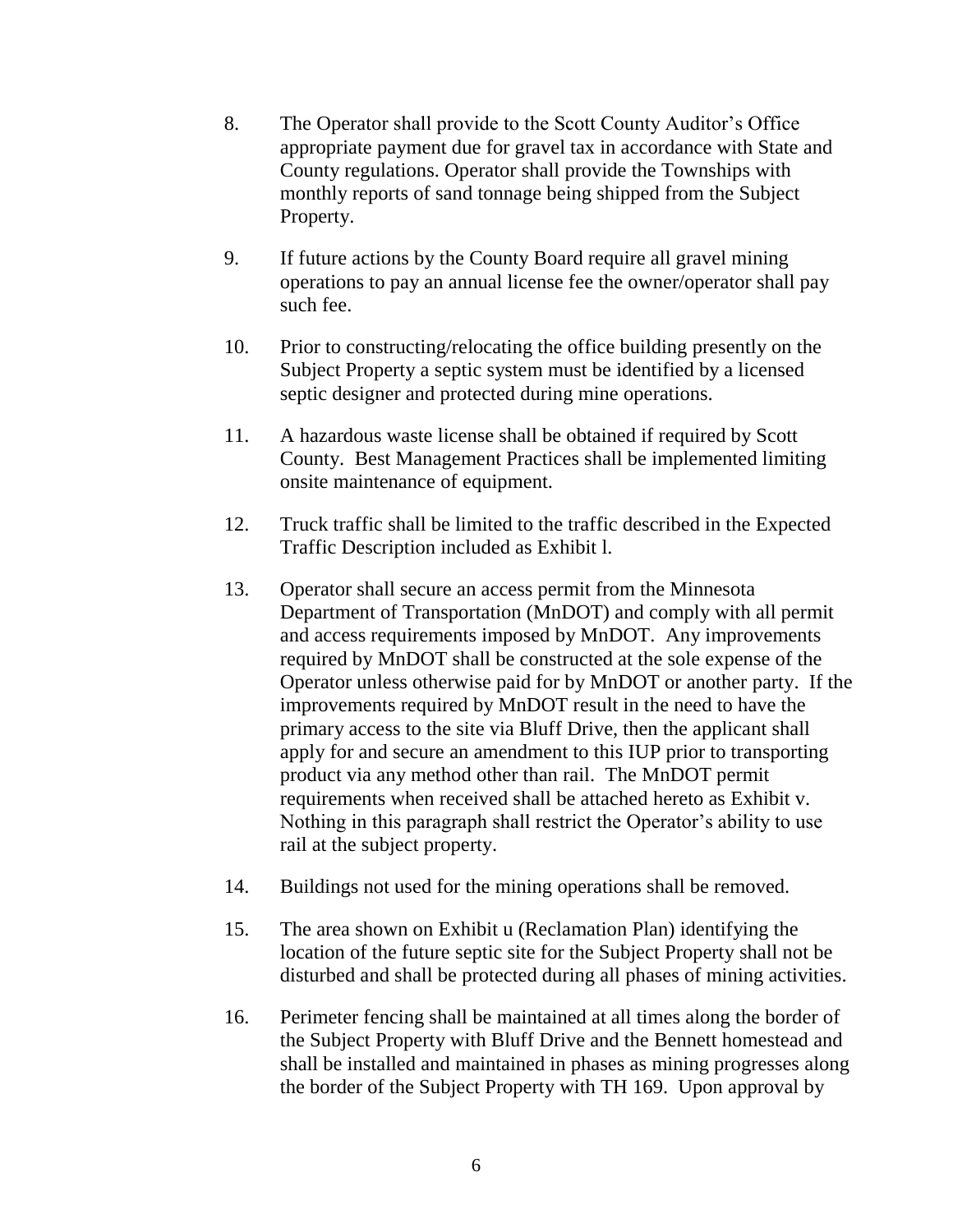8. The Operator shall provide to the Scott County Auditor's Office appropriate payment due for gravel tax in accordance with State and County regulations. Operator shall provide the Townships with monthly reports of sand tonnage being shipped from the Subject Property.

9. If future actions by the County Board require all gravel mining operations to pay an annual license fee the owner/operator shall pay such fee.

10. Prior to constructing/relocating the office building presently on the Subject Property a septic system must be identified by a licensed septic designer and protected during mine operations.

11. A hazardous waste license shall be obtained if required by Scott County. Best Management Practices shall be implemented limiting onsite maintenance of equipment.

12. Truck traffic shall be limited to the traffic described in the Expected Traffic Description included as Exhibit l.

13. Operator shall secure an access permit from the Minnesota Department of Transportation (MnDOT) and comply with all permit and access requirements imposed by MnDOT. Any improvements required by MnDOT shall be constructed at the sole expense of the Operator unless otherwise paid for by MnDOT or another party. If the improvements required by MnDOT result in the need to have the primary access to the site via Bluff Drive, then the applicant shall apply for and secure an amendment to this IUP prior to transporting product via any method other than rail. The MnDOT permit requirements when received shall be attached hereto as Exhibit v. Nothing in this paragraph shall restrict the Operator's ability to use rail at the subject property.

14. Buildings not used for the mining operations shall be removed.

15. The area shown on Exhibit u (Reclamation Plan) identifying the location of the future septic site for the Subject Property shall not be disturbed and shall be protected during all phases of mining activities.

16. Perimeter fencing shall be maintained at all times along the border of the Subject Property with Bluff Drive and the Bennett homestead and shall be installed and maintained in phases as mining progresses along the border of the Subject Property with TH 169. Upon approval by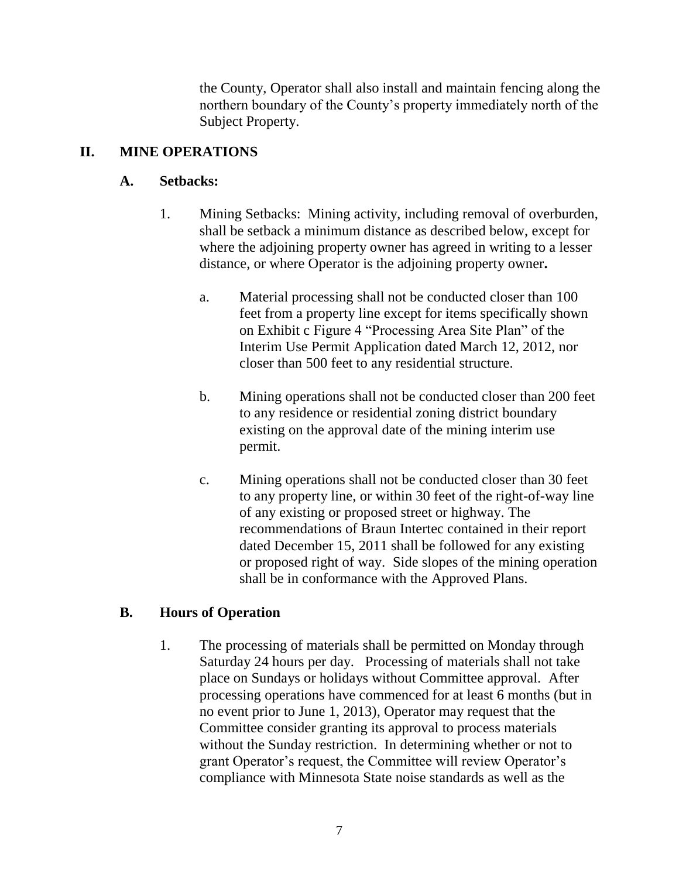the County, Operator shall also install and maintain fencing along the northern boundary of the County's property immediately north of the Subject Property.

## II. MINE OPERATIONS

### A. Setbacks:

1. Mining Setbacks: Mining activity, including removal of overburden, shall be setback a minimum distance as described below, except for where the adjoining property owner has agreed in writing to a lesser distance, or where Operator is the adjoining property owner**.**

   a. Material processing shall not be conducted closer than 100 feet from a property line except for items specifically shown on Exhibit c Figure 4 "Processing Area Site Plan" of the Interim Use Permit Application dated March 12, 2012, nor closer than 500 feet to any residential structure.

   b. Mining operations shall not be conducted closer than 200 feet to any residence or residential zoning district boundary existing on the approval date of the mining interim use permit.

   c. Mining operations shall not be conducted closer than 30 feet to any property line, or within 30 feet of the right-of-way line of any existing or proposed street or highway. The recommendations of Braun Intertec contained in their report dated December 15, 2011 shall be followed for any existing or proposed right of way. Side slopes of the mining operation shall be in conformance with the Approved Plans.

### B. Hours of Operation

1. The processing of materials shall be permitted on Monday through Saturday 24 hours per day. Processing of materials shall not take place on Sundays or holidays without Committee approval. After processing operations have commenced for at least 6 months (but in no event prior to June 1, 2013), Operator may request that the Committee consider granting its approval to process materials without the Sunday restriction. In determining whether or not to grant Operator's request, the Committee will review Operator's compliance with Minnesota State noise standards as well as the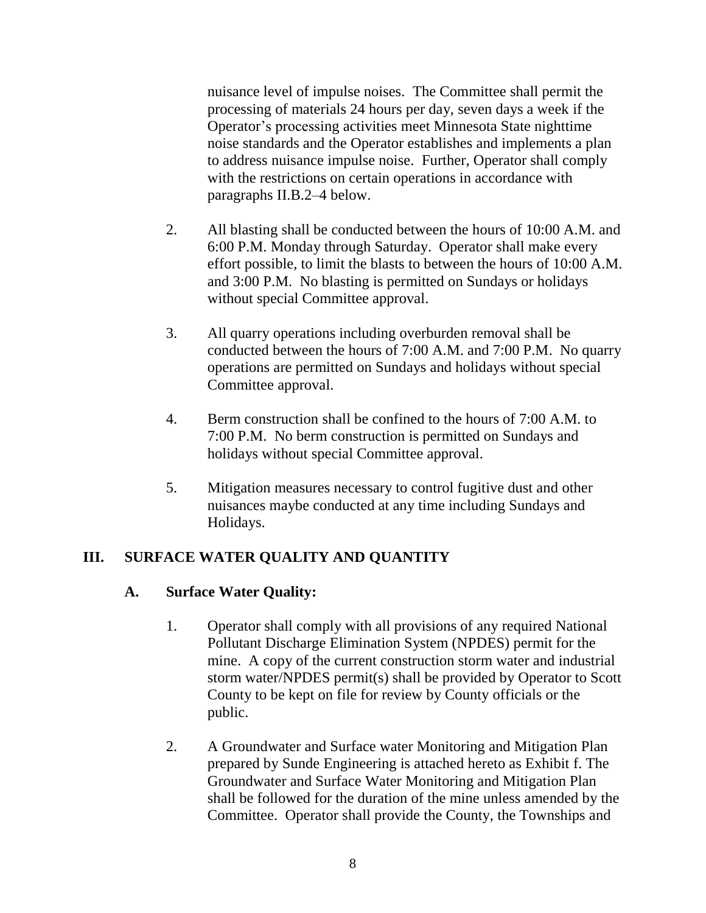nuisance level of impulse noises. The Committee shall permit the processing of materials 24 hours per day, seven days a week if the Operator's processing activities meet Minnesota State nighttime noise standards and the Operator establishes and implements a plan to address nuisance impulse noise. Further, Operator shall comply with the restrictions on certain operations in accordance with paragraphs II.B.2–4 below.

2. All blasting shall be conducted between the hours of 10:00 A.M. and 6:00 P.M. Monday through Saturday. Operator shall make every effort possible, to limit the blasts to between the hours of 10:00 A.M. and 3:00 P.M. No blasting is permitted on Sundays or holidays without special Committee approval.

3. All quarry operations including overburden removal shall be conducted between the hours of 7:00 A.M. and 7:00 P.M. No quarry operations are permitted on Sundays and holidays without special Committee approval.

4. Berm construction shall be confined to the hours of 7:00 A.M. to 7:00 P.M. No berm construction is permitted on Sundays and holidays without special Committee approval.

5. Mitigation measures necessary to control fugitive dust and other nuisances maybe conducted at any time including Sundays and Holidays.

## III. SURFACE WATER QUALITY AND QUANTITY

### A. Surface Water Quality:

1. Operator shall comply with all provisions of any required National Pollutant Discharge Elimination System (NPDES) permit for the mine. A copy of the current construction storm water and industrial storm water/NPDES permit(s) shall be provided by Operator to Scott County to be kept on file for review by County officials or the public.

2. A Groundwater and Surface water Monitoring and Mitigation Plan prepared by Sunde Engineering is attached hereto as Exhibit f. The Groundwater and Surface Water Monitoring and Mitigation Plan shall be followed for the duration of the mine unless amended by the Committee. Operator shall provide the County, the Townships and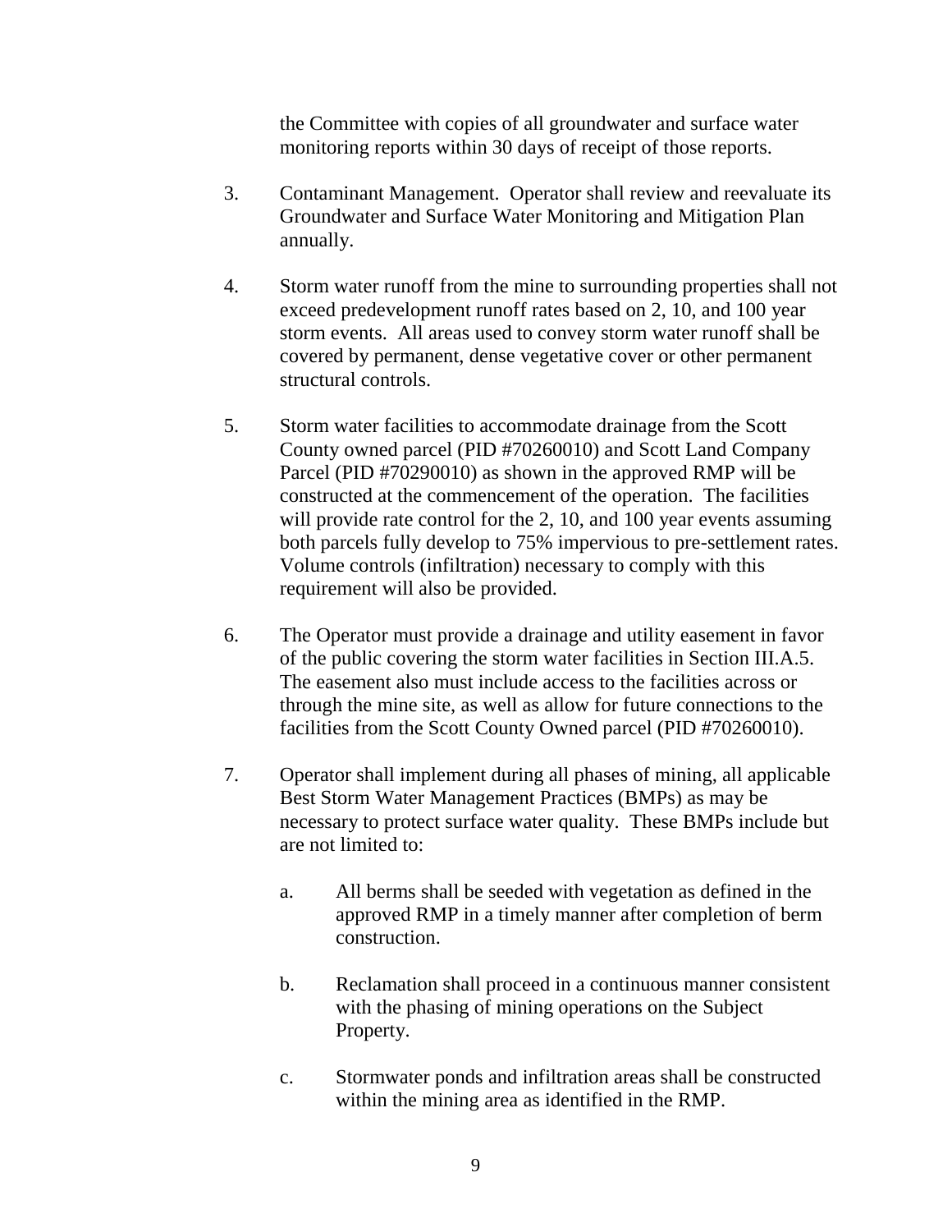the Committee with copies of all groundwater and surface water monitoring reports within 30 days of receipt of those reports.

3. Contaminant Management. Operator shall review and reevaluate its Groundwater and Surface Water Monitoring and Mitigation Plan annually.

4. Storm water runoff from the mine to surrounding properties shall not exceed predevelopment runoff rates based on 2, 10, and 100 year storm events. All areas used to convey storm water runoff shall be covered by permanent, dense vegetative cover or other permanent structural controls.

5. Storm water facilities to accommodate drainage from the Scott County owned parcel (PID #70260010) and Scott Land Company Parcel (PID #70290010) as shown in the approved RMP will be constructed at the commencement of the operation. The facilities will provide rate control for the 2, 10, and 100 year events assuming both parcels fully develop to 75% impervious to pre-settlement rates. Volume controls (infiltration) necessary to comply with this requirement will also be provided.

6. The Operator must provide a drainage and utility easement in favor of the public covering the storm water facilities in Section III.A.5. The easement also must include access to the facilities across or through the mine site, as well as allow for future connections to the facilities from the Scott County Owned parcel (PID #70260010).

7. Operator shall implement during all phases of mining, all applicable Best Storm Water Management Practices (BMPs) as may be necessary to protect surface water quality. These BMPs include but are not limited to:

   a. All berms shall be seeded with vegetation as defined in the approved RMP in a timely manner after completion of berm construction.

   b. Reclamation shall proceed in a continuous manner consistent with the phasing of mining operations on the Subject Property.

   c. Stormwater ponds and infiltration areas shall be constructed within the mining area as identified in the RMP.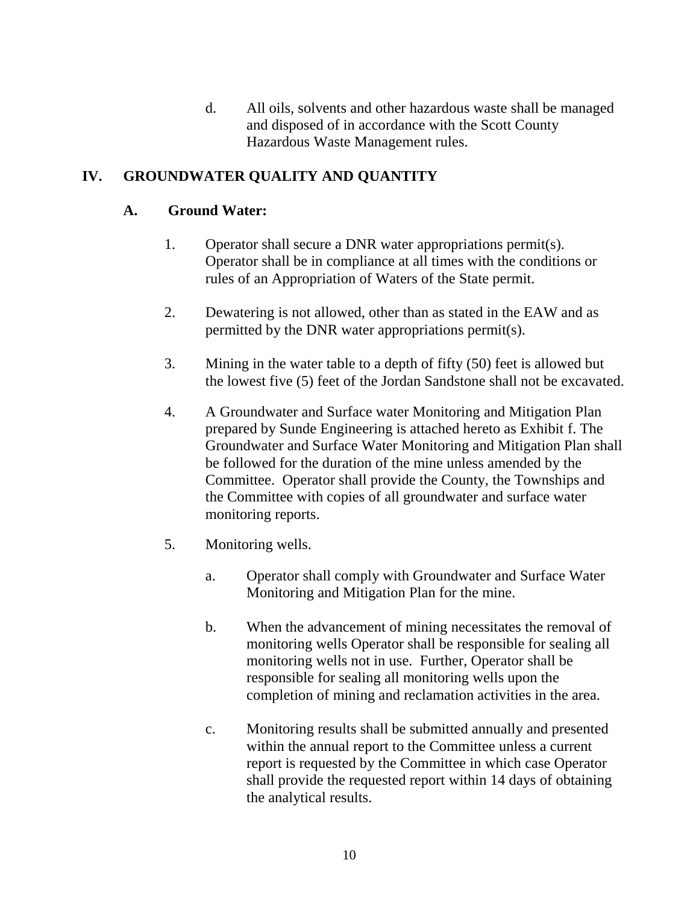d. All oils, solvents and other hazardous waste shall be managed and disposed of in accordance with the Scott County Hazardous Waste Management rules.

## IV. GROUNDWATER QUALITY AND QUANTITY

### A. Ground Water:

1. Operator shall secure a DNR water appropriations permit(s). Operator shall be in compliance at all times with the conditions or rules of an Appropriation of Waters of the State permit.

2. Dewatering is not allowed, other than as stated in the EAW and as permitted by the DNR water appropriations permit(s).

3. Mining in the water table to a depth of fifty (50) feet is allowed but the lowest five (5) feet of the Jordan Sandstone shall not be excavated.

4. A Groundwater and Surface water Monitoring and Mitigation Plan prepared by Sunde Engineering is attached hereto as Exhibit f. The Groundwater and Surface Water Monitoring and Mitigation Plan shall be followed for the duration of the mine unless amended by the Committee. Operator shall provide the County, the Townships and the Committee with copies of all groundwater and surface water monitoring reports.

5. Monitoring wells.

   a. Operator shall comply with Groundwater and Surface Water Monitoring and Mitigation Plan for the mine.

   b. When the advancement of mining necessitates the removal of monitoring wells Operator shall be responsible for sealing all monitoring wells not in use. Further, Operator shall be responsible for sealing all monitoring wells upon the completion of mining and reclamation activities in the area.

   c. Monitoring results shall be submitted annually and presented within the annual report to the Committee unless a current report is requested by the Committee in which case Operator shall provide the requested report within 14 days of obtaining the analytical results.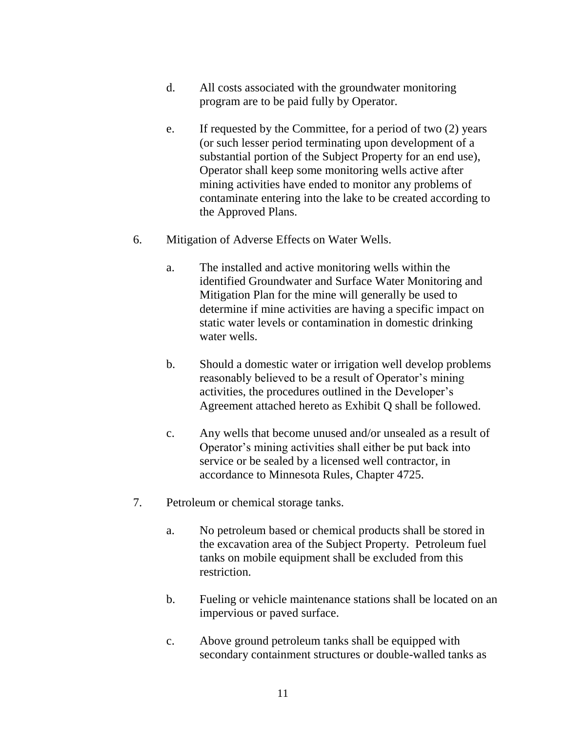d. All costs associated with the groundwater monitoring program are to be paid fully by Operator.

e. If requested by the Committee, for a period of two (2) years (or such lesser period terminating upon development of a substantial portion of the Subject Property for an end use), Operator shall keep some monitoring wells active after mining activities have ended to monitor any problems of contaminate entering into the lake to be created according to the Approved Plans.

6. Mitigation of Adverse Effects on Water Wells.

   a. The installed and active monitoring wells within the identified Groundwater and Surface Water Monitoring and Mitigation Plan for the mine will generally be used to determine if mine activities are having a specific impact on static water levels or contamination in domestic drinking water wells.

   b. Should a domestic water or irrigation well develop problems reasonably believed to be a result of Operator's mining activities, the procedures outlined in the Developer's Agreement attached hereto as Exhibit Q shall be followed.

   c. Any wells that become unused and/or unsealed as a result of Operator's mining activities shall either be put back into service or be sealed by a licensed well contractor, in accordance to Minnesota Rules, Chapter 4725.

7. Petroleum or chemical storage tanks.

   a. No petroleum based or chemical products shall be stored in the excavation area of the Subject Property. Petroleum fuel tanks on mobile equipment shall be excluded from this restriction.

   b. Fueling or vehicle maintenance stations shall be located on an impervious or paved surface.

   c. Above ground petroleum tanks shall be equipped with secondary containment structures or double-walled tanks as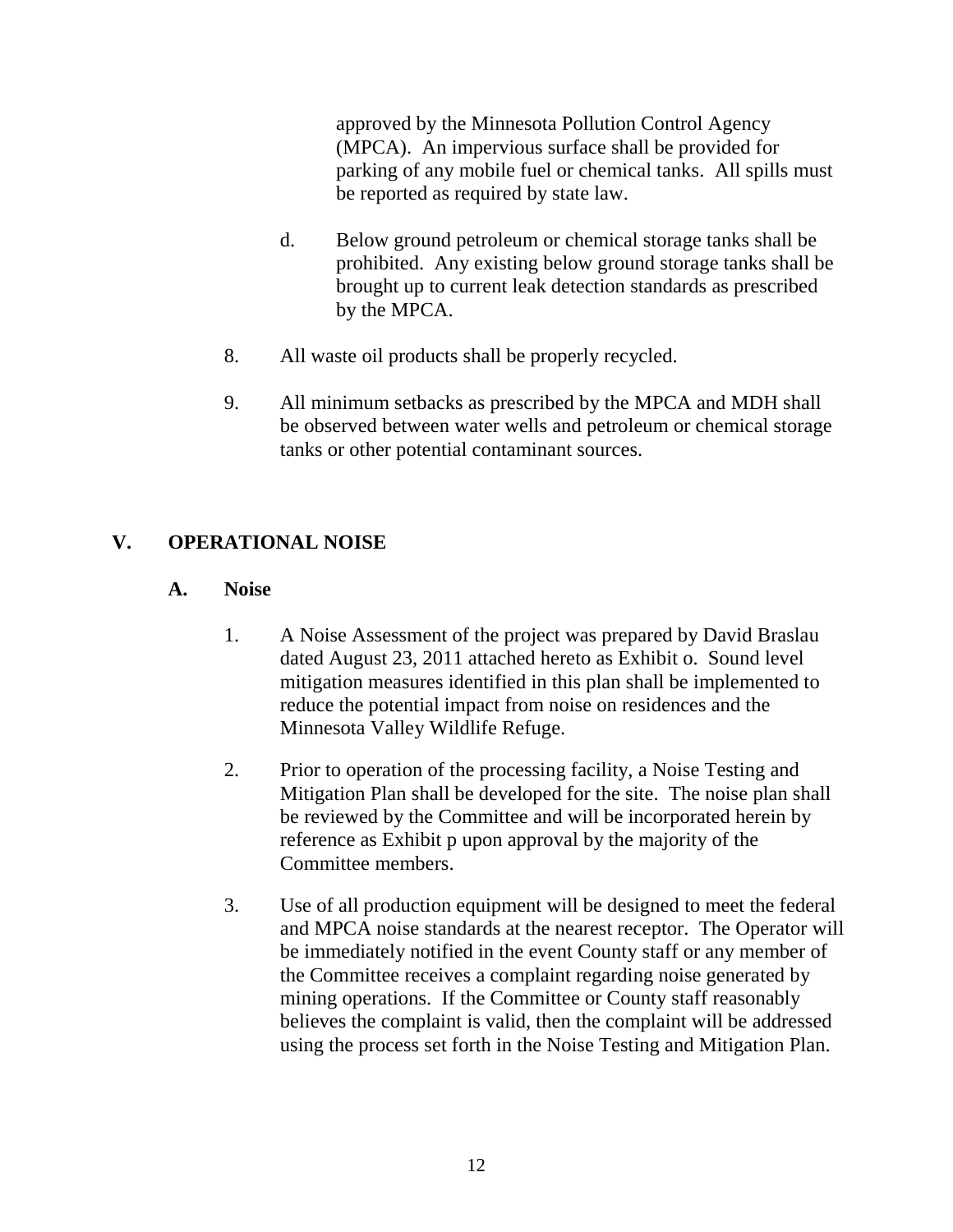approved by the Minnesota Pollution Control Agency (MPCA). An impervious surface shall be provided for parking of any mobile fuel or chemical tanks. All spills must be reported as required by state law.

d. Below ground petroleum or chemical storage tanks shall be prohibited. Any existing below ground storage tanks shall be brought up to current leak detection standards as prescribed by the MPCA.

8. All waste oil products shall be properly recycled.

9. All minimum setbacks as prescribed by the MPCA and MDH shall be observed between water wells and petroleum or chemical storage tanks or other potential contaminant sources.

## V. OPERATIONAL NOISE

### A. Noise

1. A Noise Assessment of the project was prepared by David Braslau dated August 23, 2011 attached hereto as Exhibit o. Sound level mitigation measures identified in this plan shall be implemented to reduce the potential impact from noise on residences and the Minnesota Valley Wildlife Refuge.

2. Prior to operation of the processing facility, a Noise Testing and Mitigation Plan shall be developed for the site. The noise plan shall be reviewed by the Committee and will be incorporated herein by reference as Exhibit p upon approval by the majority of the Committee members.

3. Use of all production equipment will be designed to meet the federal and MPCA noise standards at the nearest receptor. The Operator will be immediately notified in the event County staff or any member of the Committee receives a complaint regarding noise generated by mining operations. If the Committee or County staff reasonably believes the complaint is valid, then the complaint will be addressed using the process set forth in the Noise Testing and Mitigation Plan.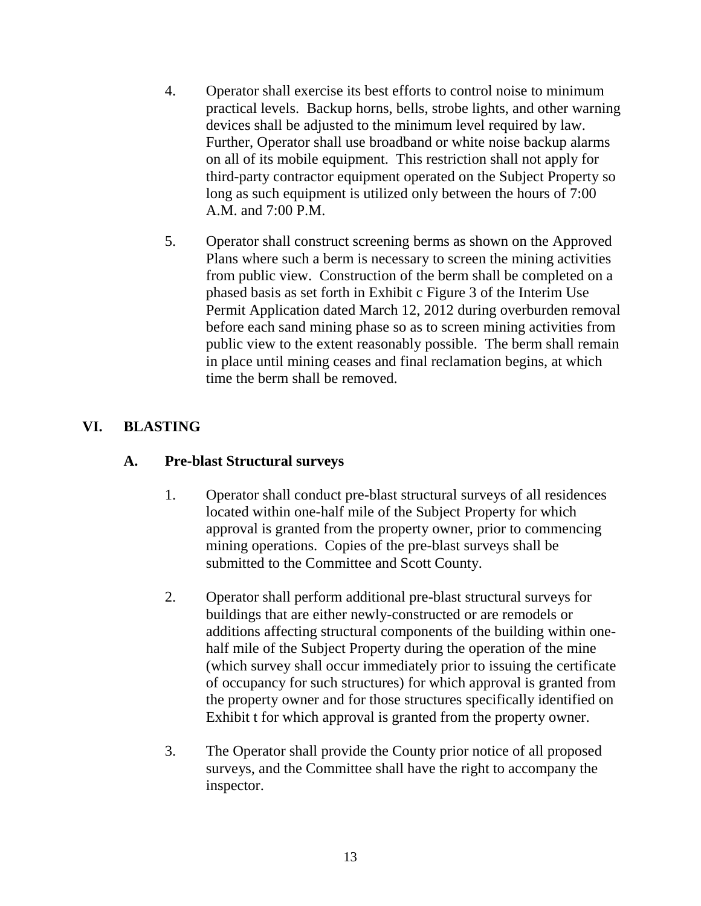4. Operator shall exercise its best efforts to control noise to minimum practical levels. Backup horns, bells, strobe lights, and other warning devices shall be adjusted to the minimum level required by law. Further, Operator shall use broadband or white noise backup alarms on all of its mobile equipment. This restriction shall not apply for third-party contractor equipment operated on the Subject Property so long as such equipment is utilized only between the hours of 7:00 A.M. and 7:00 P.M.

5. Operator shall construct screening berms as shown on the Approved Plans where such a berm is necessary to screen the mining activities from public view. Construction of the berm shall be completed on a phased basis as set forth in Exhibit c Figure 3 of the Interim Use Permit Application dated March 12, 2012 during overburden removal before each sand mining phase so as to screen mining activities from public view to the extent reasonably possible. The berm shall remain in place until mining ceases and final reclamation begins, at which time the berm shall be removed.

## VI. BLASTING

### A. Pre-blast Structural surveys

1. Operator shall conduct pre-blast structural surveys of all residences located within one-half mile of the Subject Property for which approval is granted from the property owner, prior to commencing mining operations. Copies of the pre-blast surveys shall be submitted to the Committee and Scott County.

2. Operator shall perform additional pre-blast structural surveys for buildings that are either newly-constructed or are remodels or additions affecting structural components of the building within one-half mile of the Subject Property during the operation of the mine (which survey shall occur immediately prior to issuing the certificate of occupancy for such structures) for which approval is granted from the property owner and for those structures specifically identified on Exhibit t for which approval is granted from the property owner.

3. The Operator shall provide the County prior notice of all proposed surveys, and the Committee shall have the right to accompany the inspector.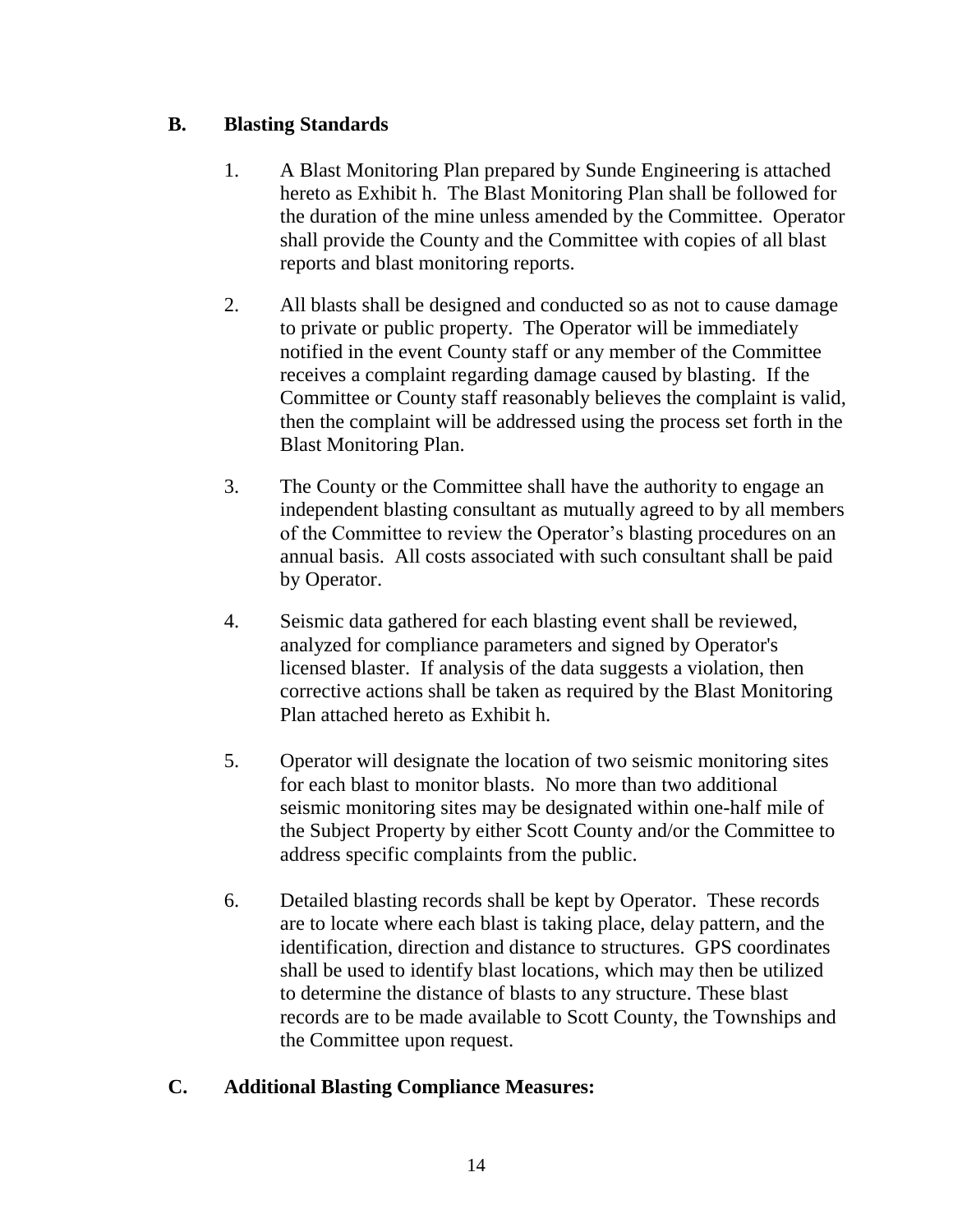## B. Blasting Standards

1. A Blast Monitoring Plan prepared by Sunde Engineering is attached hereto as Exhibit h. The Blast Monitoring Plan shall be followed for the duration of the mine unless amended by the Committee. Operator shall provide the County and the Committee with copies of all blast reports and blast monitoring reports.

2. All blasts shall be designed and conducted so as not to cause damage to private or public property. The Operator will be immediately notified in the event County staff or any member of the Committee receives a complaint regarding damage caused by blasting. If the Committee or County staff reasonably believes the complaint is valid, then the complaint will be addressed using the process set forth in the Blast Monitoring Plan.

3. The County or the Committee shall have the authority to engage an independent blasting consultant as mutually agreed to by all members of the Committee to review the Operator's blasting procedures on an annual basis. All costs associated with such consultant shall be paid by Operator.

4. Seismic data gathered for each blasting event shall be reviewed, analyzed for compliance parameters and signed by Operator's licensed blaster. If analysis of the data suggests a violation, then corrective actions shall be taken as required by the Blast Monitoring Plan attached hereto as Exhibit h.

5. Operator will designate the location of two seismic monitoring sites for each blast to monitor blasts. No more than two additional seismic monitoring sites may be designated within one-half mile of the Subject Property by either Scott County and/or the Committee to address specific complaints from the public.

6. Detailed blasting records shall be kept by Operator. These records are to locate where each blast is taking place, delay pattern, and the identification, direction and distance to structures. GPS coordinates shall be used to identify blast locations, which may then be utilized to determine the distance of blasts to any structure. These blast records are to be made available to Scott County, the Townships and the Committee upon request.

## C. Additional Blasting Compliance Measures: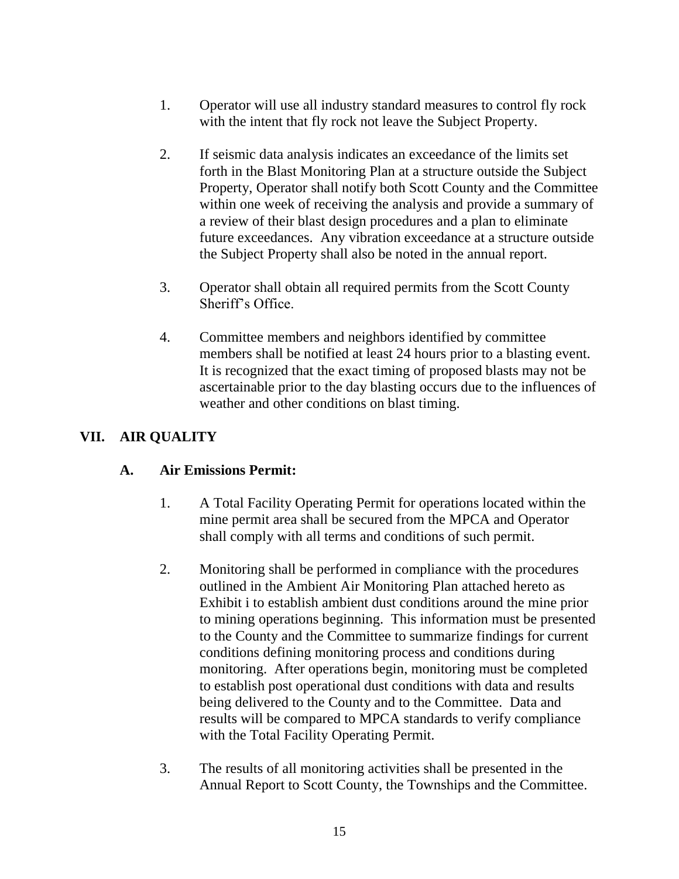1. Operator will use all industry standard measures to control fly rock with the intent that fly rock not leave the Subject Property.

2. If seismic data analysis indicates an exceedance of the limits set forth in the Blast Monitoring Plan at a structure outside the Subject Property, Operator shall notify both Scott County and the Committee within one week of receiving the analysis and provide a summary of a review of their blast design procedures and a plan to eliminate future exceedances. Any vibration exceedance at a structure outside the Subject Property shall also be noted in the annual report.

3. Operator shall obtain all required permits from the Scott County Sheriff's Office.

4. Committee members and neighbors identified by committee members shall be notified at least 24 hours prior to a blasting event. It is recognized that the exact timing of proposed blasts may not be ascertainable prior to the day blasting occurs due to the influences of weather and other conditions on blast timing.

## VII. AIR QUALITY

### A. Air Emissions Permit:

1. A Total Facility Operating Permit for operations located within the mine permit area shall be secured from the MPCA and Operator shall comply with all terms and conditions of such permit.

2. Monitoring shall be performed in compliance with the procedures outlined in the Ambient Air Monitoring Plan attached hereto as Exhibit i to establish ambient dust conditions around the mine prior to mining operations beginning. This information must be presented to the County and the Committee to summarize findings for current conditions defining monitoring process and conditions during monitoring. After operations begin, monitoring must be completed to establish post operational dust conditions with data and results being delivered to the County and to the Committee. Data and results will be compared to MPCA standards to verify compliance with the Total Facility Operating Permit.

3. The results of all monitoring activities shall be presented in the Annual Report to Scott County, the Townships and the Committee.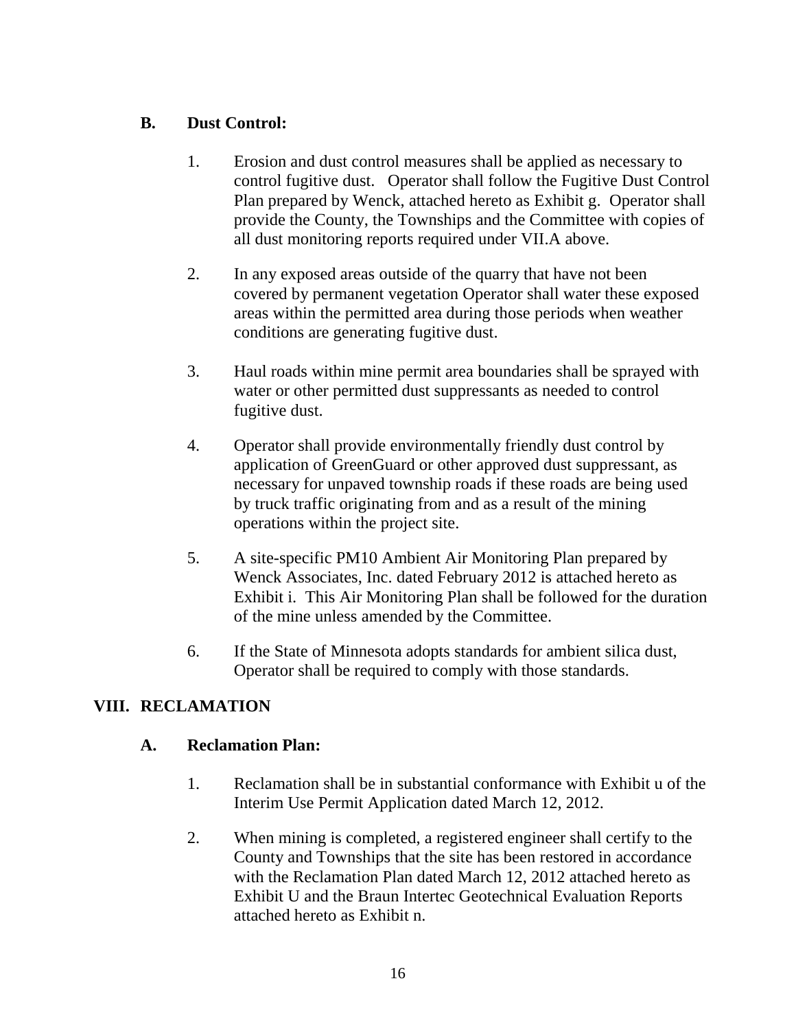### B. Dust Control:

1. Erosion and dust control measures shall be applied as necessary to control fugitive dust. Operator shall follow the Fugitive Dust Control Plan prepared by Wenck, attached hereto as Exhibit g. Operator shall provide the County, the Townships and the Committee with copies of all dust monitoring reports required under VII.A above.

2. In any exposed areas outside of the quarry that have not been covered by permanent vegetation Operator shall water these exposed areas within the permitted area during those periods when weather conditions are generating fugitive dust.

3. Haul roads within mine permit area boundaries shall be sprayed with water or other permitted dust suppressants as needed to control fugitive dust.

4. Operator shall provide environmentally friendly dust control by application of GreenGuard or other approved dust suppressant, as necessary for unpaved township roads if these roads are being used by truck traffic originating from and as a result of the mining operations within the project site.

5. A site-specific PM10 Ambient Air Monitoring Plan prepared by Wenck Associates, Inc. dated February 2012 is attached hereto as Exhibit i. This Air Monitoring Plan shall be followed for the duration of the mine unless amended by the Committee.

6. If the State of Minnesota adopts standards for ambient silica dust, Operator shall be required to comply with those standards.

## VIII. RECLAMATION

### A. Reclamation Plan:

1. Reclamation shall be in substantial conformance with Exhibit u of the Interim Use Permit Application dated March 12, 2012.

2. When mining is completed, a registered engineer shall certify to the County and Townships that the site has been restored in accordance with the Reclamation Plan dated March 12, 2012 attached hereto as Exhibit U and the Braun Intertec Geotechnical Evaluation Reports attached hereto as Exhibit n.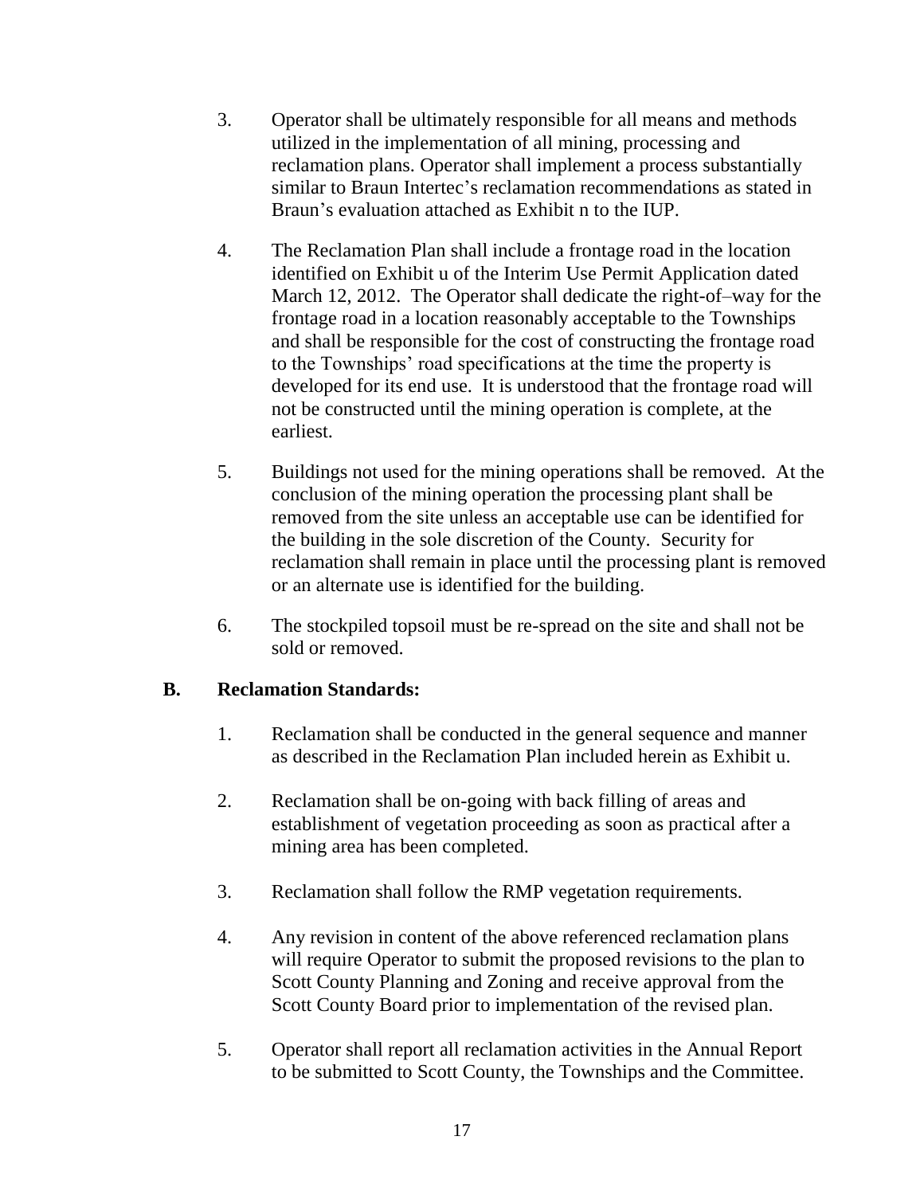3. Operator shall be ultimately responsible for all means and methods utilized in the implementation of all mining, processing and reclamation plans. Operator shall implement a process substantially similar to Braun Intertec's reclamation recommendations as stated in Braun's evaluation attached as Exhibit n to the IUP.

4. The Reclamation Plan shall include a frontage road in the location identified on Exhibit u of the Interim Use Permit Application dated March 12, 2012. The Operator shall dedicate the right-of–way for the frontage road in a location reasonably acceptable to the Townships and shall be responsible for the cost of constructing the frontage road to the Townships' road specifications at the time the property is developed for its end use. It is understood that the frontage road will not be constructed until the mining operation is complete, at the earliest.

5. Buildings not used for the mining operations shall be removed. At the conclusion of the mining operation the processing plant shall be removed from the site unless an acceptable use can be identified for the building in the sole discretion of the County. Security for reclamation shall remain in place until the processing plant is removed or an alternate use is identified for the building.

6. The stockpiled topsoil must be re-spread on the site and shall not be sold or removed.

**B. Reclamation Standards:**

1. Reclamation shall be conducted in the general sequence and manner as described in the Reclamation Plan included herein as Exhibit u.

2. Reclamation shall be on-going with back filling of areas and establishment of vegetation proceeding as soon as practical after a mining area has been completed.

3. Reclamation shall follow the RMP vegetation requirements.

4. Any revision in content of the above referenced reclamation plans will require Operator to submit the proposed revisions to the plan to Scott County Planning and Zoning and receive approval from the Scott County Board prior to implementation of the revised plan.

5. Operator shall report all reclamation activities in the Annual Report to be submitted to Scott County, the Townships and the Committee.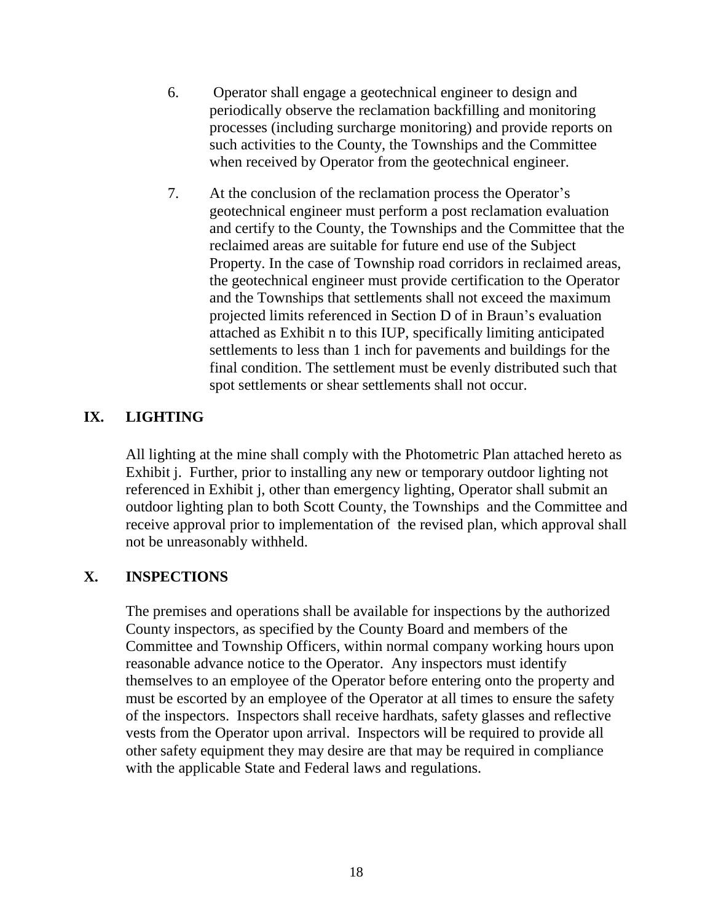6. Operator shall engage a geotechnical engineer to design and periodically observe the reclamation backfilling and monitoring processes (including surcharge monitoring) and provide reports on such activities to the County, the Townships and the Committee when received by Operator from the geotechnical engineer.

7. At the conclusion of the reclamation process the Operator's geotechnical engineer must perform a post reclamation evaluation and certify to the County, the Townships and the Committee that the reclaimed areas are suitable for future end use of the Subject Property. In the case of Township road corridors in reclaimed areas, the geotechnical engineer must provide certification to the Operator and the Townships that settlements shall not exceed the maximum projected limits referenced in Section D of in Braun's evaluation attached as Exhibit n to this IUP, specifically limiting anticipated settlements to less than 1 inch for pavements and buildings for the final condition. The settlement must be evenly distributed such that spot settlements or shear settlements shall not occur.

## IX. LIGHTING

All lighting at the mine shall comply with the Photometric Plan attached hereto as Exhibit j. Further, prior to installing any new or temporary outdoor lighting not referenced in Exhibit j, other than emergency lighting, Operator shall submit an outdoor lighting plan to both Scott County, the Townships and the Committee and receive approval prior to implementation of the revised plan, which approval shall not be unreasonably withheld.

## X. INSPECTIONS

The premises and operations shall be available for inspections by the authorized County inspectors, as specified by the County Board and members of the Committee and Township Officers, within normal company working hours upon reasonable advance notice to the Operator. Any inspectors must identify themselves to an employee of the Operator before entering onto the property and must be escorted by an employee of the Operator at all times to ensure the safety of the inspectors. Inspectors shall receive hardhats, safety glasses and reflective vests from the Operator upon arrival. Inspectors will be required to provide all other safety equipment they may desire are that may be required in compliance with the applicable State and Federal laws and regulations.